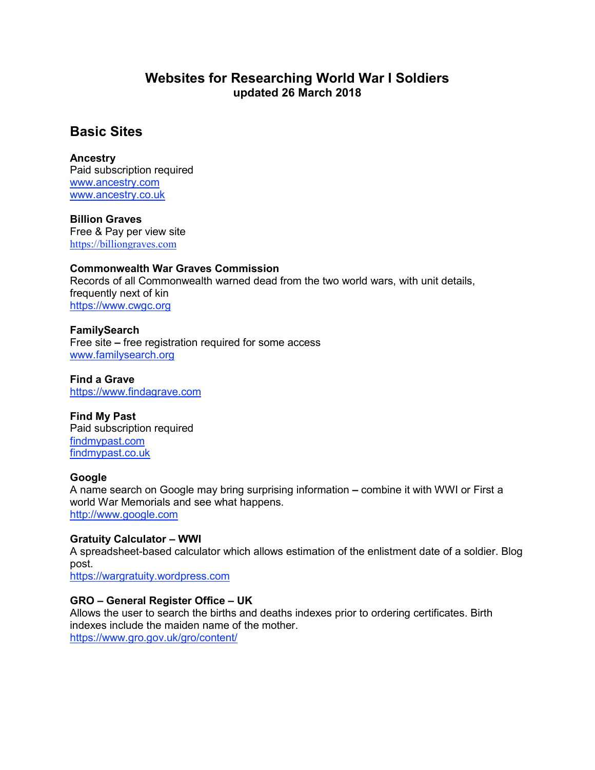# Websites for Researching World War I Soldiers

**updated 26 March 2018**

## Basic Sites

**Ancestry**
Paid subscription required
www.ancestry.com
www.ancestry.co.uk

**Billion Graves**
Free & Pay per view site
https://billiongraves.com

**Commonwealth War Graves Commission**
Records of all Commonwealth warned dead from the two world wars, with unit details, frequently next of kin
https://www.cwgc.org

**FamilySearch**
Free site – free registration required for some access
www.familysearch.org

**Find a Grave**
https://www.findagrave.com

**Find My Past**
Paid subscription required
findmypast.com
findmypast.co.uk

**Google**
A name search on Google may bring surprising information – combine it with WWI or First a world War Memorials and see what happens.
http://www.google.com

**Gratuity Calculator – WWI**
A spreadsheet-based calculator which allows estimation of the enlistment date of a soldier. Blog post.
https://wargratuity.wordpress.com

**GRO – General Register Office – UK**
Allows the user to search the births and deaths indexes prior to ordering certificates. Birth indexes include the maiden name of the mother.
https://www.gro.gov.uk/gro/content/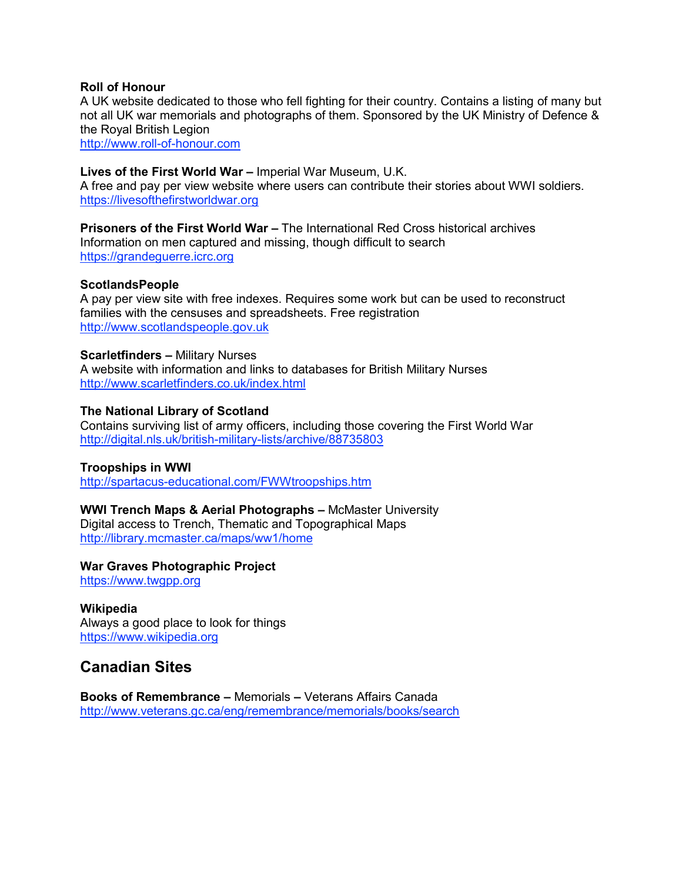**Roll of Honour**
A UK website dedicated to those who fell fighting for their country. Contains a listing of many but not all UK war memorials and photographs of them. Sponsored by the UK Ministry of Defence & the Royal British Legion
http://www.roll-of-honour.com

**Lives of the First World War –** Imperial War Museum, U.K.
A free and pay per view website where users can contribute their stories about WWI soldiers.
https://livesofthefirstworldwar.org

**Prisoners of the First World War –** The International Red Cross historical archives
Information on men captured and missing, though difficult to search
https://grandeguerre.icrc.org

**ScotlandsPeople**
A pay per view site with free indexes. Requires some work but can be used to reconstruct families with the censuses and spreadsheets. Free registration
http://www.scotlandspeople.gov.uk

**Scarletfinders –** Military Nurses
A website with information and links to databases for British Military Nurses
http://www.scarletfinders.co.uk/index.html

**The National Library of Scotland**
Contains surviving list of army officers, including those covering the First World War
http://digital.nls.uk/british-military-lists/archive/88735803

**Troopships in WWI**
http://spartacus-educational.com/FWWtroopships.htm

**WWI Trench Maps & Aerial Photographs –** McMaster University
Digital access to Trench, Thematic and Topographical Maps
http://library.mcmaster.ca/maps/ww1/home

**War Graves Photographic Project**
https://www.twgpp.org

**Wikipedia**
Always a good place to look for things
https://www.wikipedia.org

## Canadian Sites

**Books of Remembrance –** Memorials **–** Veterans Affairs Canada
http://www.veterans.gc.ca/eng/remembrance/memorials/books/search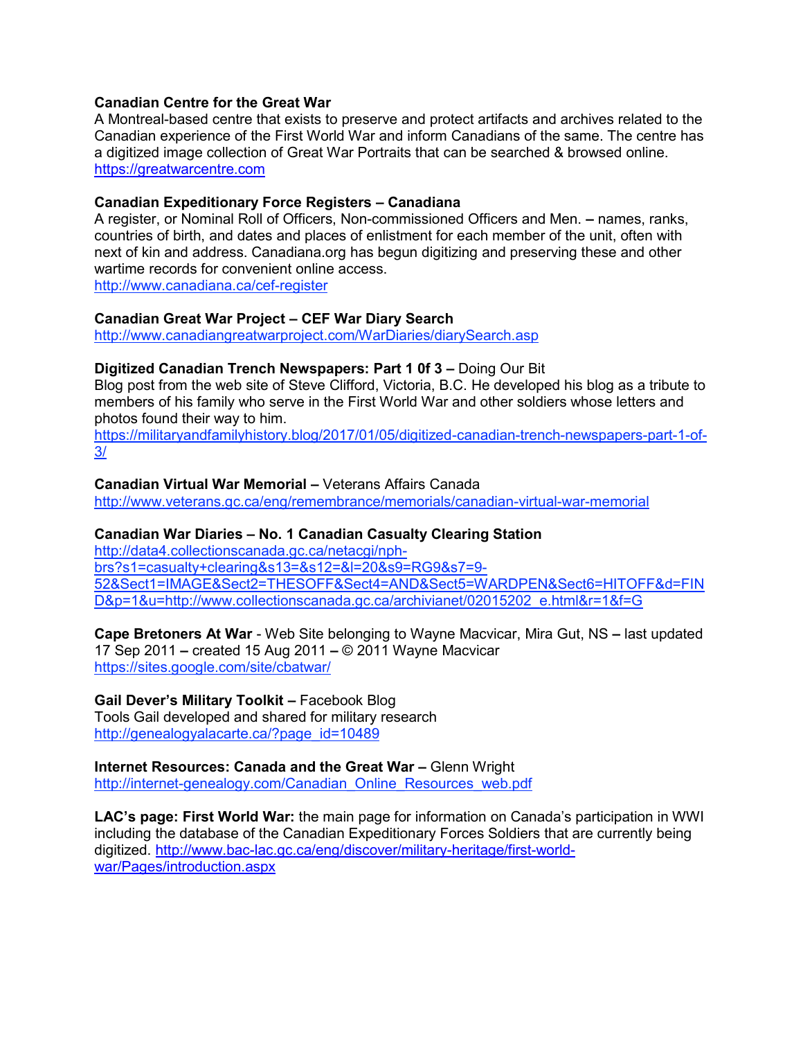**Canadian Centre for the Great War**
A Montreal-based centre that exists to preserve and protect artifacts and archives related to the Canadian experience of the First World War and inform Canadians of the same. The centre has a digitized image collection of Great War Portraits that can be searched & browsed online.
https://greatwarcentre.com

**Canadian Expeditionary Force Registers – Canadiana**
A register, or Nominal Roll of Officers, Non-commissioned Officers and Men. **–** names, ranks, countries of birth, and dates and places of enlistment for each member of the unit, often with next of kin and address. Canadiana.org has begun digitizing and preserving these and other wartime records for convenient online access.
http://www.canadiana.ca/cef-register

**Canadian Great War Project – CEF War Diary Search**
http://www.canadiangreatwarproject.com/WarDiaries/diarySearch.asp

**Digitized Canadian Trench Newspapers: Part 1 0f 3 –** Doing Our Bit
Blog post from the web site of Steve Clifford, Victoria, B.C. He developed his blog as a tribute to members of his family who serve in the First World War and other soldiers whose letters and photos found their way to him.
https://militaryandfamilyhistory.blog/2017/01/05/digitized-canadian-trench-newspapers-part-1-of-3/

**Canadian Virtual War Memorial –** Veterans Affairs Canada
http://www.veterans.gc.ca/eng/remembrance/memorials/canadian-virtual-war-memorial

**Canadian War Diaries – No. 1 Canadian Casualty Clearing Station**
http://data4.collectionscanada.gc.ca/netacgi/nph-brs?s1=casualty+clearing&s13=&s12=&l=20&s9=RG9&s7=9-52&Sect1=IMAGE&Sect2=THESOFF&Sect4=AND&Sect5=WARDPEN&Sect6=HITOFF&d=FIND&p=1&u=http://www.collectionscanada.gc.ca/archivianet/02015202_e.html&r=1&f=G

**Cape Bretoners At War** - Web Site belonging to Wayne Macvicar, Mira Gut, NS **–** last updated 17 Sep 2011 **–** created 15 Aug 2011 **–** © 2011 Wayne Macvicar
https://sites.google.com/site/cbatwar/

**Gail Dever's Military Toolkit –** Facebook Blog
Tools Gail developed and shared for military research
http://genealogyalacarte.ca/?page_id=10489

**Internet Resources: Canada and the Great War –** Glenn Wright
http://internet-genealogy.com/Canadian_Online_Resources_web.pdf

**LAC's page: First World War:** the main page for information on Canada's participation in WWI including the database of the Canadian Expeditionary Forces Soldiers that are currently being digitized. http://www.bac-lac.gc.ca/eng/discover/military-heritage/first-world-war/Pages/introduction.aspx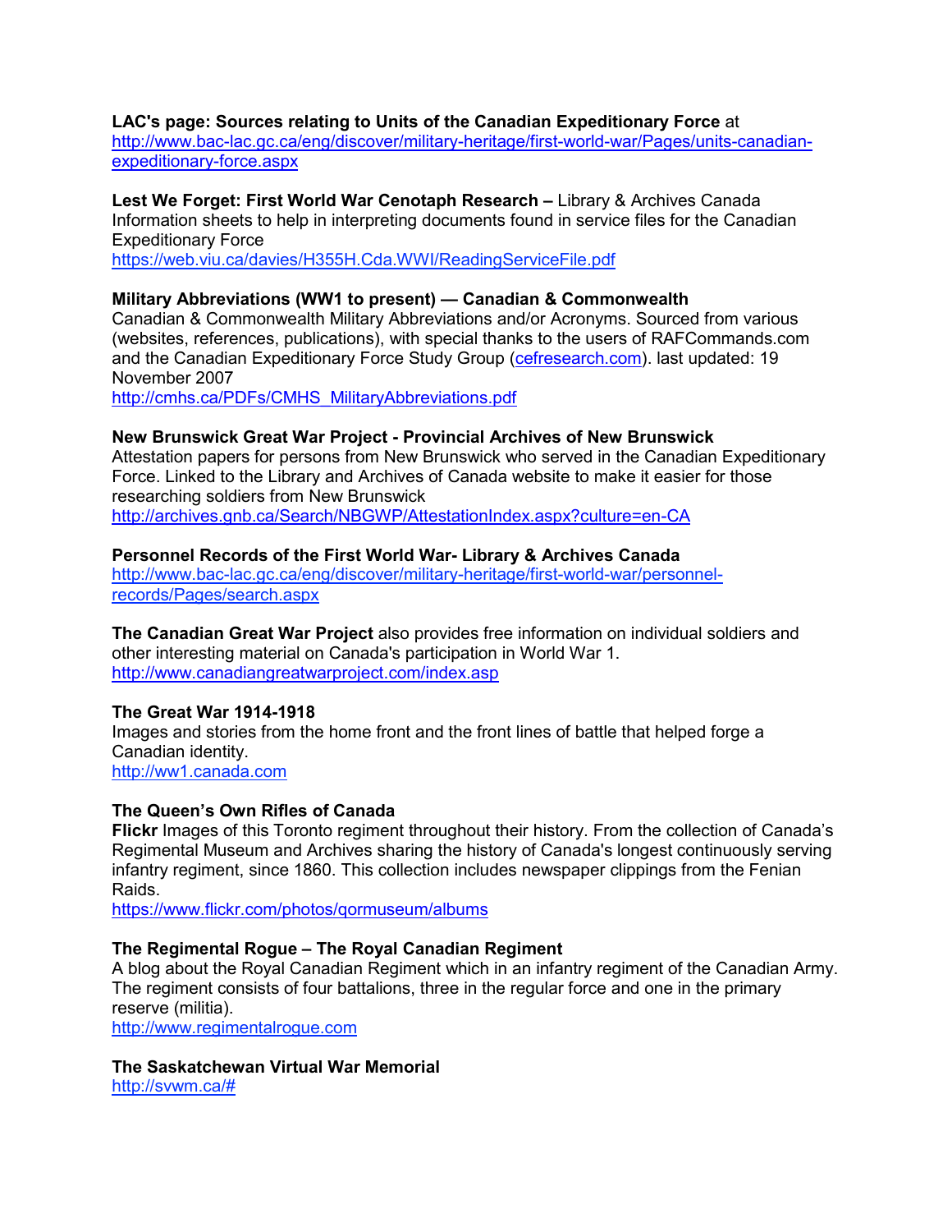**LAC's page: Sources relating to Units of the Canadian Expeditionary Force** at
http://www.bac-lac.gc.ca/eng/discover/military-heritage/first-world-war/Pages/units-canadian-expeditionary-force.aspx

**Lest We Forget: First World War Cenotaph Research –** Library & Archives Canada
Information sheets to help in interpreting documents found in service files for the Canadian Expeditionary Force
https://web.viu.ca/davies/H355H.Cda.WWI/ReadingServiceFile.pdf

**Military Abbreviations (WW1 to present) — Canadian & Commonwealth**
Canadian & Commonwealth Military Abbreviations and/or Acronyms. Sourced from various (websites, references, publications), with special thanks to the users of RAFCommands.com and the Canadian Expeditionary Force Study Group (cefresearch.com). last updated: 19 November 2007
http://cmhs.ca/PDFs/CMHS_MilitaryAbbreviations.pdf

**New Brunswick Great War Project - Provincial Archives of New Brunswick**
Attestation papers for persons from New Brunswick who served in the Canadian Expeditionary Force. Linked to the Library and Archives of Canada website to make it easier for those researching soldiers from New Brunswick
http://archives.gnb.ca/Search/NBGWP/AttestationIndex.aspx?culture=en-CA

**Personnel Records of the First World War- Library & Archives Canada**
http://www.bac-lac.gc.ca/eng/discover/military-heritage/first-world-war/personnel-records/Pages/search.aspx

**The Canadian Great War Project** also provides free information on individual soldiers and other interesting material on Canada's participation in World War 1.
http://www.canadiangreatwarproject.com/index.asp

**The Great War 1914-1918**
Images and stories from the home front and the front lines of battle that helped forge a Canadian identity.
http://ww1.canada.com

**The Queen's Own Rifles of Canada**
**Flickr** Images of this Toronto regiment throughout their history. From the collection of Canada's Regimental Museum and Archives sharing the history of Canada's longest continuously serving infantry regiment, since 1860. This collection includes newspaper clippings from the Fenian Raids.
https://www.flickr.com/photos/qormuseum/albums

**The Regimental Rogue – The Royal Canadian Regiment**
A blog about the Royal Canadian Regiment which in an infantry regiment of the Canadian Army. The regiment consists of four battalions, three in the regular force and one in the primary reserve (militia).
http://www.regimentalrogue.com

**The Saskatchewan Virtual War Memorial**
http://svwm.ca/#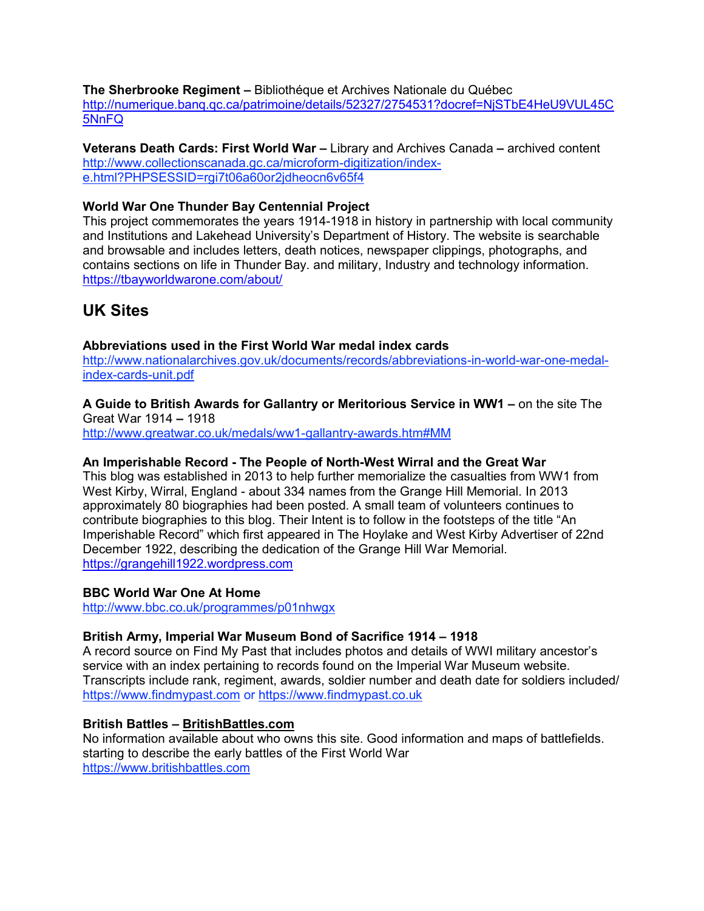**The Sherbrooke Regiment –** Bibliothéque et Archives Nationale du Québec
http://numerique.banq.qc.ca/patrimoine/details/52327/2754531?docref=NjSTbE4HeU9VUL45C5NnFQ

**Veterans Death Cards: First World War –** Library and Archives Canada **–** archived content
http://www.collectionscanada.gc.ca/microform-digitization/index-e.html?PHPSESSID=rgi7t06a60or2jdheocn6v65f4

**World War One Thunder Bay Centennial Project**
This project commemorates the years 1914-1918 in history in partnership with local community and Institutions and Lakehead University's Department of History. The website is searchable and browsable and includes letters, death notices, newspaper clippings, photographs, and contains sections on life in Thunder Bay. and military, Industry and technology information.
https://tbayworldwarone.com/about/

## UK Sites

**Abbreviations used in the First World War medal index cards**
http://www.nationalarchives.gov.uk/documents/records/abbreviations-in-world-war-one-medal-index-cards-unit.pdf

**A Guide to British Awards for Gallantry or Meritorious Service in WW1 –** on the site The Great War 1914 **–** 1918
http://www.greatwar.co.uk/medals/ww1-gallantry-awards.htm#MM

**An Imperishable Record - The People of North-West Wirral and the Great War**
This blog was established in 2013 to help further memorialize the casualties from WW1 from West Kirby, Wirral, England - about 334 names from the Grange Hill Memorial. In 2013 approximately 80 biographies had been posted. A small team of volunteers continues to contribute biographies to this blog. Their Intent is to follow in the footsteps of the title "An Imperishable Record" which first appeared in The Hoylake and West Kirby Advertiser of 22nd December 1922, describing the dedication of the Grange Hill War Memorial.
https://grangehill1922.wordpress.com

**BBC World War One At Home**
http://www.bbc.co.uk/programmes/p01nhwgx

**British Army, Imperial War Museum Bond of Sacrifice 1914 – 1918**
A record source on Find My Past that includes photos and details of WWI military ancestor's service with an index pertaining to records found on the Imperial War Museum website. Transcripts include rank, regiment, awards, soldier number and death date for soldiers included/
https://www.findmypast.com or https://www.findmypast.co.uk

**British Battles – BritishBattles.com**
No information available about who owns this site. Good information and maps of battlefields. starting to describe the early battles of the First World War
https://www.britishbattles.com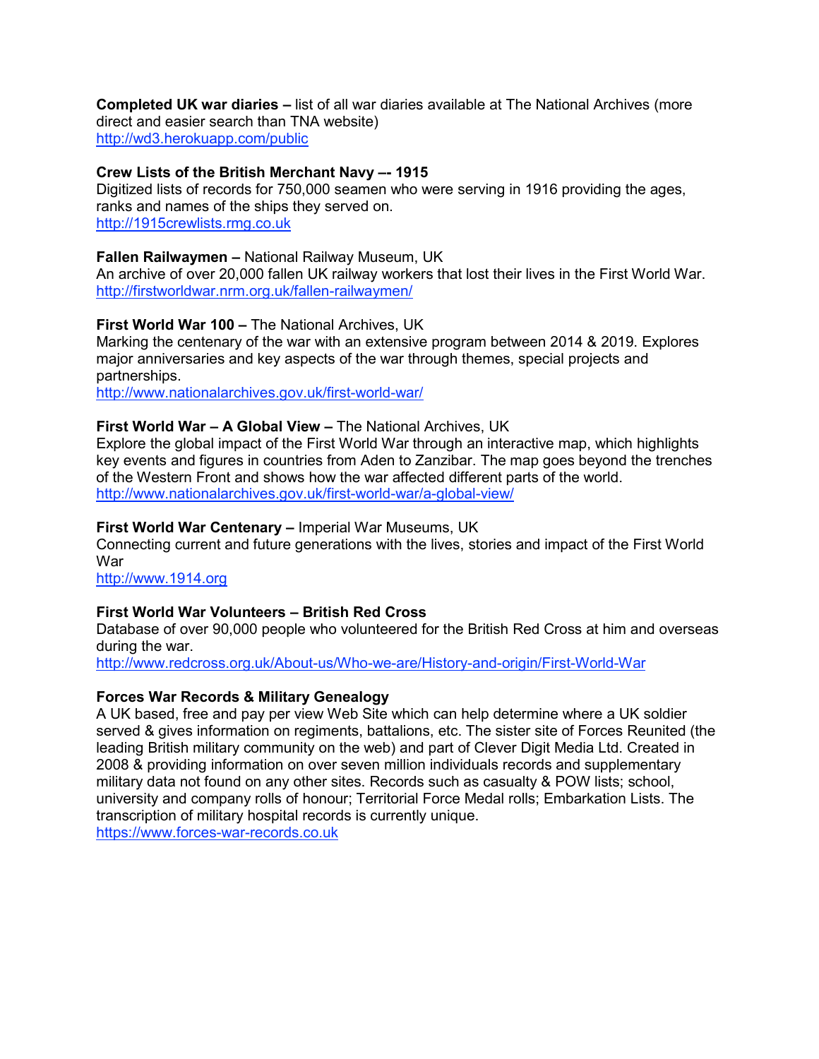**Completed UK war diaries –** list of all war diaries available at The National Archives (more direct and easier search than TNA website)
http://wd3.herokuapp.com/public

**Crew Lists of the British Merchant Navy –- 1915**
Digitized lists of records for 750,000 seamen who were serving in 1916 providing the ages, ranks and names of the ships they served on.
http://1915crewlists.rmg.co.uk

**Fallen Railwaymen –** National Railway Museum, UK
An archive of over 20,000 fallen UK railway workers that lost their lives in the First World War.
http://firstworldwar.nrm.org.uk/fallen-railwaymen/

**First World War 100 –** The National Archives, UK
Marking the centenary of the war with an extensive program between 2014 & 2019. Explores major anniversaries and key aspects of the war through themes, special projects and partnerships.
http://www.nationalarchives.gov.uk/first-world-war/

**First World War – A Global View –** The National Archives, UK
Explore the global impact of the First World War through an interactive map, which highlights key events and figures in countries from Aden to Zanzibar. The map goes beyond the trenches of the Western Front and shows how the war affected different parts of the world.
http://www.nationalarchives.gov.uk/first-world-war/a-global-view/

**First World War Centenary –** Imperial War Museums, UK
Connecting current and future generations with the lives, stories and impact of the First World War
http://www.1914.org

**First World War Volunteers – British Red Cross**
Database of over 90,000 people who volunteered for the British Red Cross at him and overseas during the war.
http://www.redcross.org.uk/About-us/Who-we-are/History-and-origin/First-World-War

**Forces War Records & Military Genealogy**
A UK based, free and pay per view Web Site which can help determine where a UK soldier served & gives information on regiments, battalions, etc. The sister site of Forces Reunited (the leading British military community on the web) and part of Clever Digit Media Ltd. Created in 2008 & providing information on over seven million individuals records and supplementary military data not found on any other sites. Records such as casualty & POW lists; school, university and company rolls of honour; Territorial Force Medal rolls; Embarkation Lists. The transcription of military hospital records is currently unique.
https://www.forces-war-records.co.uk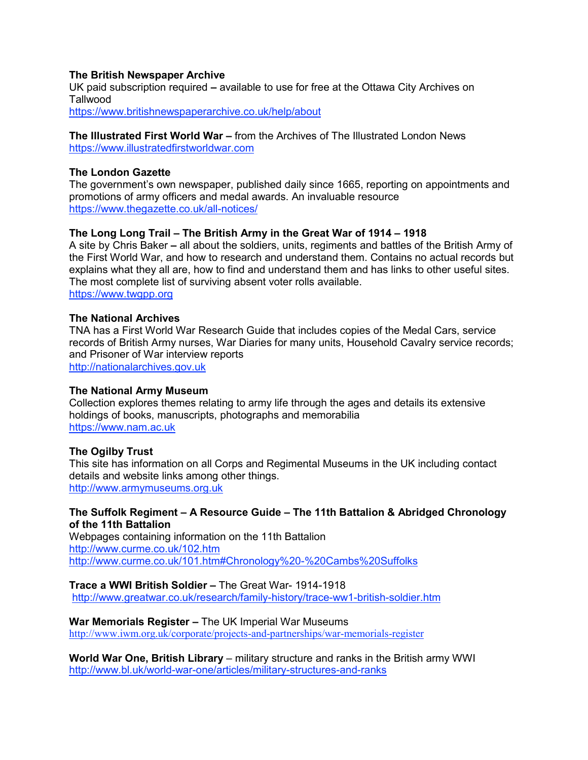**The British Newspaper Archive**
UK paid subscription required – available to use for free at the Ottawa City Archives on Tallwood
https://www.britishnewspaperarchive.co.uk/help/about

**The Illustrated First World War –** from the Archives of The Illustrated London News
https://www.illustratedfirstworldwar.com

**The London Gazette**
The government's own newspaper, published daily since 1665, reporting on appointments and promotions of army officers and medal awards. An invaluable resource
https://www.thegazette.co.uk/all-notices/

**The Long Long Trail – The British Army in the Great War of 1914 – 1918**
A site by Chris Baker – all about the soldiers, units, regiments and battles of the British Army of the First World War, and how to research and understand them. Contains no actual records but explains what they all are, how to find and understand them and has links to other useful sites. The most complete list of surviving absent voter rolls available.
https://www.twgpp.org

**The National Archives**
TNA has a First World War Research Guide that includes copies of the Medal Cars, service records of British Army nurses, War Diaries for many units, Household Cavalry service records; and Prisoner of War interview reports
http://nationalarchives.gov.uk

**The National Army Museum**
Collection explores themes relating to army life through the ages and details its extensive holdings of books, manuscripts, photographs and memorabilia
https://www.nam.ac.uk

**The Ogilby Trust**
This site has information on all Corps and Regimental Museums in the UK including contact details and website links among other things.
http://www.armymuseums.org.uk

**The Suffolk Regiment – A Resource Guide – The 11th Battalion & Abridged Chronology of the 11th Battalion**
Webpages containing information on the 11th Battalion
http://www.curme.co.uk/102.htm
http://www.curme.co.uk/101.htm#Chronology%20-%20Cambs%20Suffolks

**Trace a WWI British Soldier –** The Great War- 1914-1918
http://www.greatwar.co.uk/research/family-history/trace-ww1-british-soldier.htm

**War Memorials Register –** The UK Imperial War Museums
http://www.iwm.org.uk/corporate/projects-and-partnerships/war-memorials-register

**World War One, British Library** – military structure and ranks in the British army WWI
http://www.bl.uk/world-war-one/articles/military-structures-and-ranks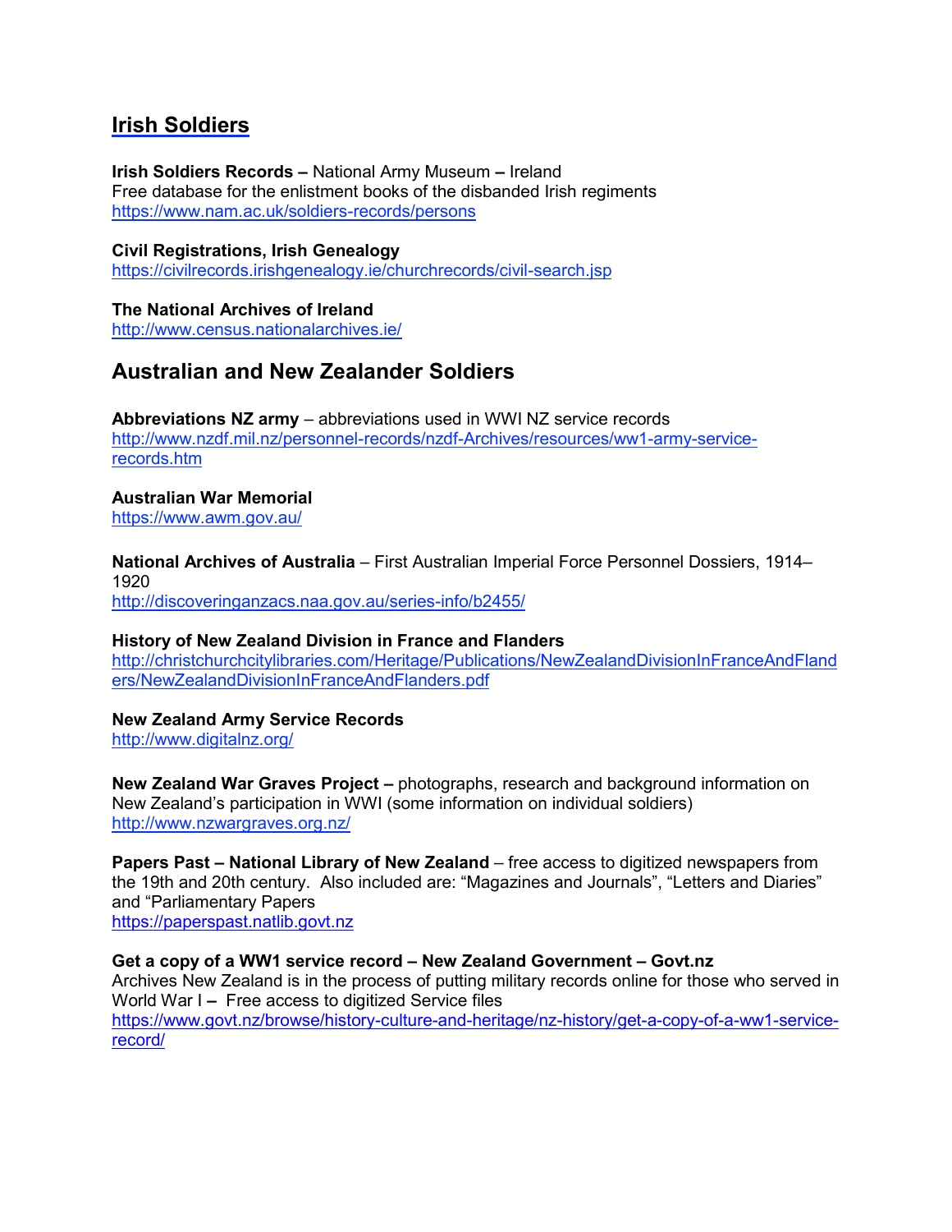## Irish Soldiers

**Irish Soldiers Records –** National Army Museum **–** Ireland
Free database for the enlistment books of the disbanded Irish regiments
https://www.nam.ac.uk/soldiers-records/persons

**Civil Registrations, Irish Genealogy**
https://civilrecords.irishgenealogy.ie/churchrecords/civil-search.jsp

**The National Archives of Ireland**
http://www.census.nationalarchives.ie/

## Australian and New Zealander Soldiers

**Abbreviations NZ army** – abbreviations used in WWI NZ service records
http://www.nzdf.mil.nz/personnel-records/nzdf-Archives/resources/ww1-army-service-records.htm

**Australian War Memorial**
https://www.awm.gov.au/

**National Archives of Australia** – First Australian Imperial Force Personnel Dossiers, 1914–1920
http://discoveringanzacs.naa.gov.au/series-info/b2455/

**History of New Zealand Division in France and Flanders**
http://christchurchcitylibraries.com/Heritage/Publications/NewZealandDivisionInFranceAndFlanders/NewZealandDivisionInFranceAndFlanders.pdf

**New Zealand Army Service Records**
http://www.digitalnz.org/

**New Zealand War Graves Project –** photographs, research and background information on New Zealand's participation in WWI (some information on individual soldiers)
http://www.nzwargraves.org.nz/

**Papers Past – National Library of New Zealand** – free access to digitized newspapers from the 19th and 20th century. Also included are: "Magazines and Journals", "Letters and Diaries" and "Parliamentary Papers
https://paperspast.natlib.govt.nz

**Get a copy of a WW1 service record – New Zealand Government – Govt.nz**
Archives New Zealand is in the process of putting military records online for those who served in World War I **–** Free access to digitized Service files
https://www.govt.nz/browse/history-culture-and-heritage/nz-history/get-a-copy-of-a-ww1-service-record/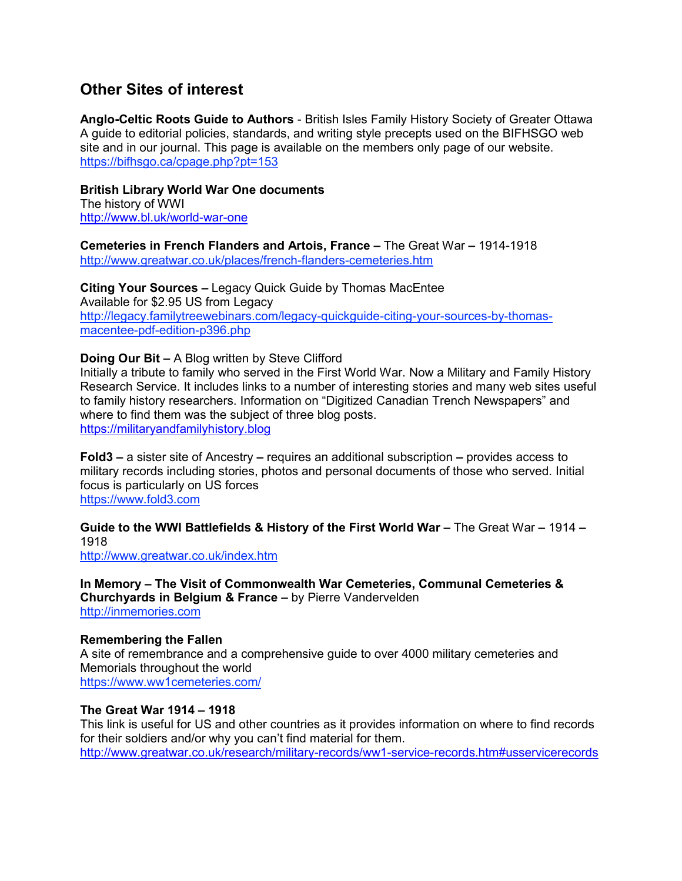## Other Sites of interest

**Anglo-Celtic Roots Guide to Authors** - British Isles Family History Society of Greater Ottawa
A guide to editorial policies, standards, and writing style precepts used on the BIFHSGO web site and in our journal. This page is available on the members only page of our website.
https://bifhsgo.ca/cpage.php?pt=153

**British Library World War One documents**
The history of WWI
http://www.bl.uk/world-war-one

**Cemeteries in French Flanders and Artois, France –** The Great War **–** 1914-1918
http://www.greatwar.co.uk/places/french-flanders-cemeteries.htm

**Citing Your Sources –** Legacy Quick Guide by Thomas MacEntee
Available for $2.95 US from Legacy
http://legacy.familytreewebinars.com/legacy-quickguide-citing-your-sources-by-thomas-macentee-pdf-edition-p396.php

**Doing Our Bit –** A Blog written by Steve Clifford
Initially a tribute to family who served in the First World War. Now a Military and Family History Research Service. It includes links to a number of interesting stories and many web sites useful to family history researchers. Information on "Digitized Canadian Trench Newspapers" and where to find them was the subject of three blog posts.
https://militaryandfamilyhistory.blog

**Fold3 –** a sister site of Ancestry **–** requires an additional subscription **–** provides access to military records including stories, photos and personal documents of those who served. Initial focus is particularly on US forces
https://www.fold3.com

**Guide to the WWI Battlefields & History of the First World War –** The Great War **–** 1914 **–** 1918
http://www.greatwar.co.uk/index.htm

**In Memory – The Visit of Commonwealth War Cemeteries, Communal Cemeteries & Churchyards in Belgium & France –** by Pierre Vandervelden
http://inmemories.com

**Remembering the Fallen**
A site of remembrance and a comprehensive guide to over 4000 military cemeteries and Memorials throughout the world
https://www.ww1cemeteries.com/

**The Great War 1914 – 1918**
This link is useful for US and other countries as it provides information on where to find records for their soldiers and/or why you can't find material for them.
http://www.greatwar.co.uk/research/military-records/ww1-service-records.htm#usservicerecords